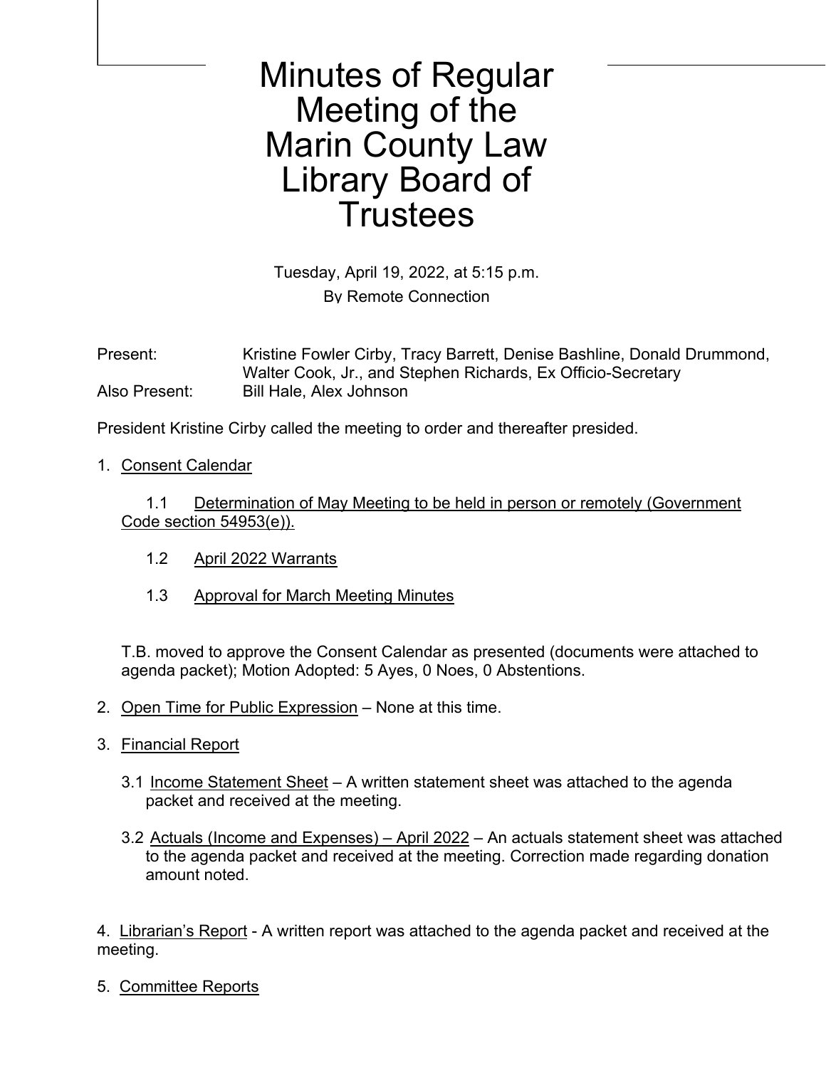# Minutes of Regular Meeting of the Marin County Law Library Board of Trustees

Tuesday, April 19, 2022, at 5:15 p.m.
By Remote Connection

Present: Kristine Fowler Cirby, Tracy Barrett, Denise Bashline, Donald Drummond, Walter Cook, Jr., and Stephen Richards, Ex Officio-Secretary
Also Present: Bill Hale, Alex Johnson

President Kristine Cirby called the meeting to order and thereafter presided.

1. Consent Calendar

   1.1 Determination of May Meeting to be held in person or remotely (Government Code section 54953(e)).

   1.2 April 2022 Warrants

   1.3 Approval for March Meeting Minutes

   T.B. moved to approve the Consent Calendar as presented (documents were attached to agenda packet); Motion Adopted: 5 Ayes, 0 Noes, 0 Abstentions.

2. Open Time for Public Expression – None at this time.

3. Financial Report

   3.1 Income Statement Sheet – A written statement sheet was attached to the agenda packet and received at the meeting.

   3.2 Actuals (Income and Expenses) – April 2022 – An actuals statement sheet was attached to the agenda packet and received at the meeting. Correction made regarding donation amount noted.

4. Librarian's Report - A written report was attached to the agenda packet and received at the meeting.

5. Committee Reports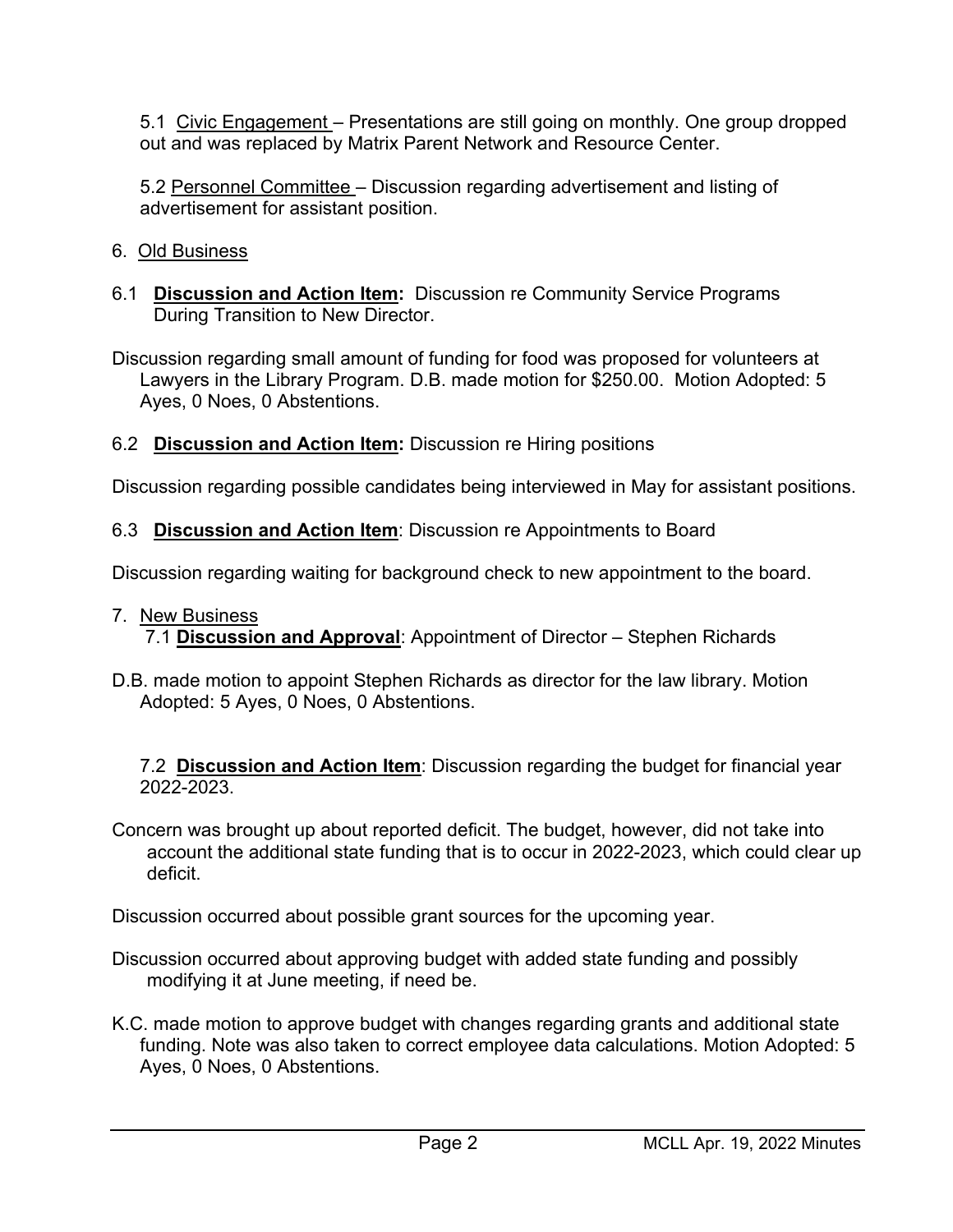5.1 Civic Engagement – Presentations are still going on monthly. One group dropped out and was replaced by Matrix Parent Network and Resource Center.

5.2 Personnel Committee – Discussion regarding advertisement and listing of advertisement for assistant position.

6. Old Business

6.1 **Discussion and Action Item:** Discussion re Community Service Programs During Transition to New Director.

Discussion regarding small amount of funding for food was proposed for volunteers at Lawyers in the Library Program. D.B. made motion for $250.00. Motion Adopted: 5 Ayes, 0 Noes, 0 Abstentions.

6.2 **Discussion and Action Item:** Discussion re Hiring positions

Discussion regarding possible candidates being interviewed in May for assistant positions.

6.3 **Discussion and Action Item**: Discussion re Appointments to Board

Discussion regarding waiting for background check to new appointment to the board.

7. New Business

7.1 **Discussion and Approval**: Appointment of Director – Stephen Richards

D.B. made motion to appoint Stephen Richards as director for the law library. Motion Adopted: 5 Ayes, 0 Noes, 0 Abstentions.

7.2 **Discussion and Action Item**: Discussion regarding the budget for financial year 2022-2023.

Concern was brought up about reported deficit. The budget, however, did not take into account the additional state funding that is to occur in 2022-2023, which could clear up deficit.

Discussion occurred about possible grant sources for the upcoming year.

Discussion occurred about approving budget with added state funding and possibly modifying it at June meeting, if need be.

K.C. made motion to approve budget with changes regarding grants and additional state funding. Note was also taken to correct employee data calculations. Motion Adopted: 5 Ayes, 0 Noes, 0 Abstentions.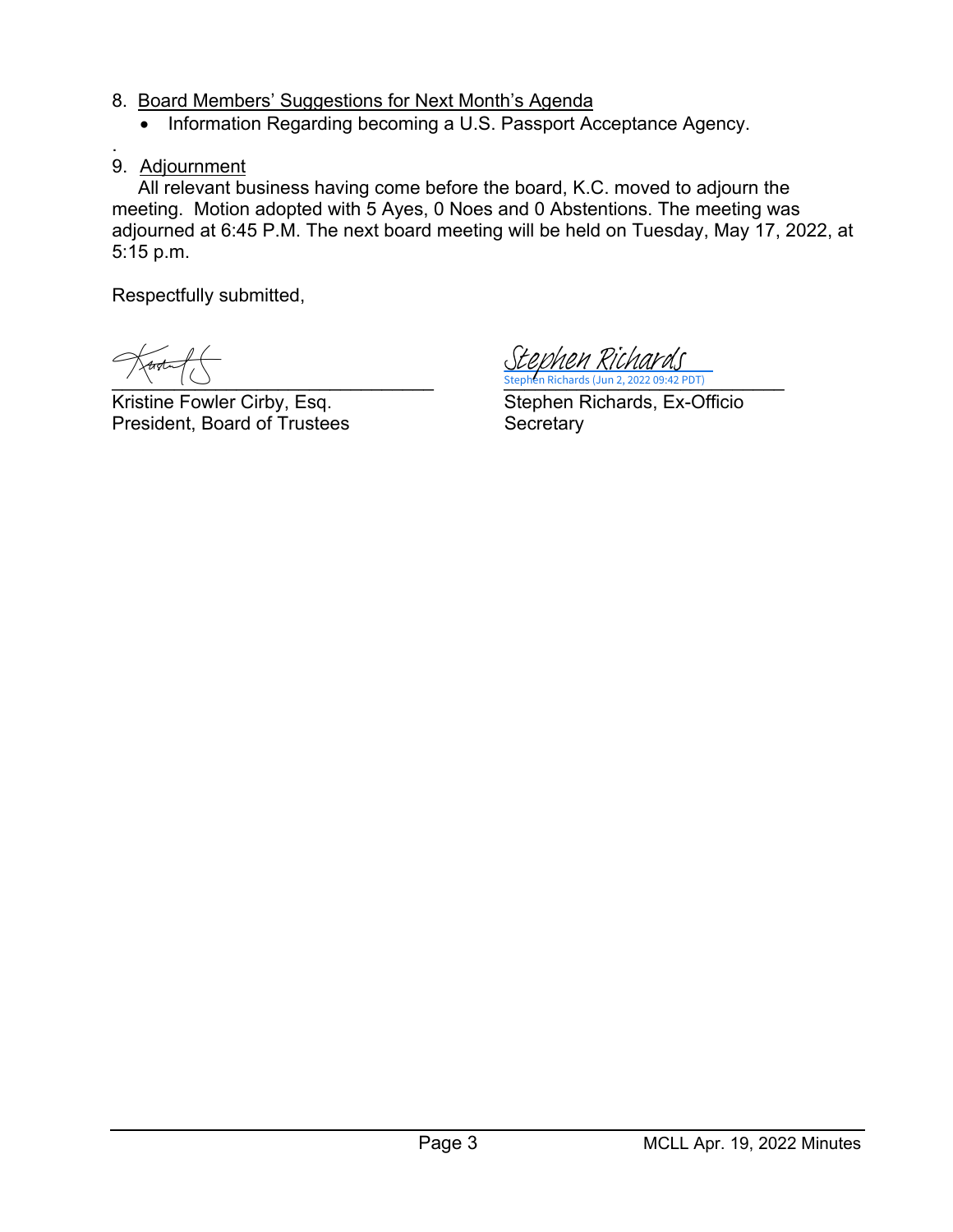8. Board Members' Suggestions for Next Month's Agenda
    - Information Regarding becoming a U.S. Passport Acceptance Agency.

.

9. Adjournment

All relevant business having come before the board, K.C. moved to adjourn the meeting. Motion adopted with 5 Ayes, 0 Noes and 0 Abstentions. The meeting was adjourned at 6:45 P.M. The next board meeting will be held on Tuesday, May 17, 2022, at 5:15 p.m.

Respectfully submitted,

Stephen Richards
Stephen Richards (Jun 2, 2022 09:42 PDT)

Kristine Fowler Cirby, Esq.
President, Board of Trustees

Stephen Richards, Ex-Officio
Secretary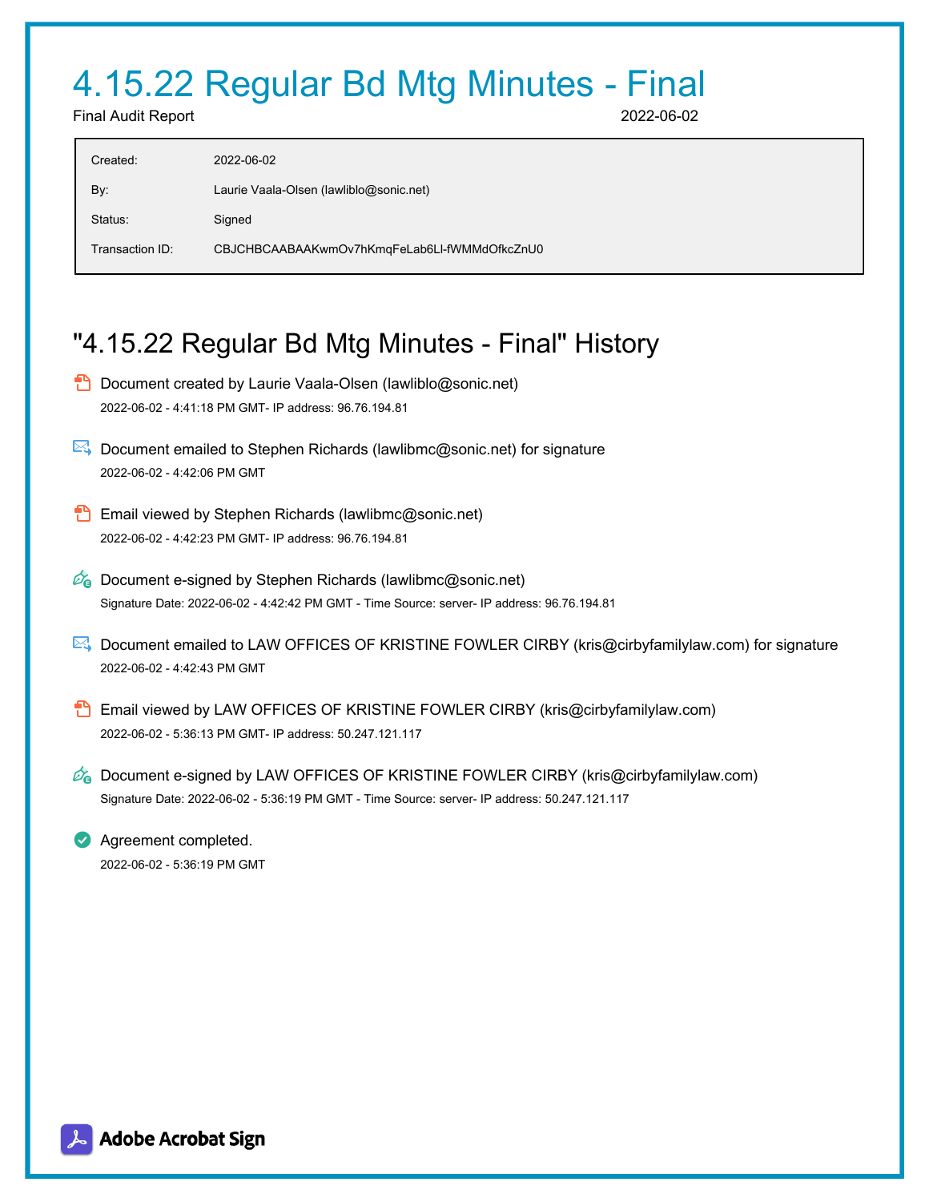# 4.15.22 Regular Bd Mtg Minutes - Final

Final Audit Report 2022-06-02

| | |
|---|---|
| Created: | 2022-06-02 |
| By: | Laurie Vaala-Olsen (lawliblo@sonic.net) |
| Status: | Signed |
| Transaction ID: | CBJCHBCAABAAKwmOv7hKmqFeLab6Ll-fWMMdOfkcZnU0 |

## "4.15.22 Regular Bd Mtg Minutes - Final" History

- Document created by Laurie Vaala-Olsen (lawliblo@sonic.net)
  2022-06-02 - 4:41:18 PM GMT- IP address: 96.76.194.81

- Document emailed to Stephen Richards (lawlibmc@sonic.net) for signature
  2022-06-02 - 4:42:06 PM GMT

- Email viewed by Stephen Richards (lawlibmc@sonic.net)
  2022-06-02 - 4:42:23 PM GMT- IP address: 96.76.194.81

- Document e-signed by Stephen Richards (lawlibmc@sonic.net)
  Signature Date: 2022-06-02 - 4:42:42 PM GMT - Time Source: server- IP address: 96.76.194.81

- Document emailed to LAW OFFICES OF KRISTINE FOWLER CIRBY (kris@cirbyfamilylaw.com) for signature
  2022-06-02 - 4:42:43 PM GMT

- Email viewed by LAW OFFICES OF KRISTINE FOWLER CIRBY (kris@cirbyfamilylaw.com)
  2022-06-02 - 5:36:13 PM GMT- IP address: 50.247.121.117

- Document e-signed by LAW OFFICES OF KRISTINE FOWLER CIRBY (kris@cirbyfamilylaw.com)
  Signature Date: 2022-06-02 - 5:36:19 PM GMT - Time Source: server- IP address: 50.247.121.117

- Agreement completed.
  2022-06-02 - 5:36:19 PM GMT

Adobe Acrobat Sign